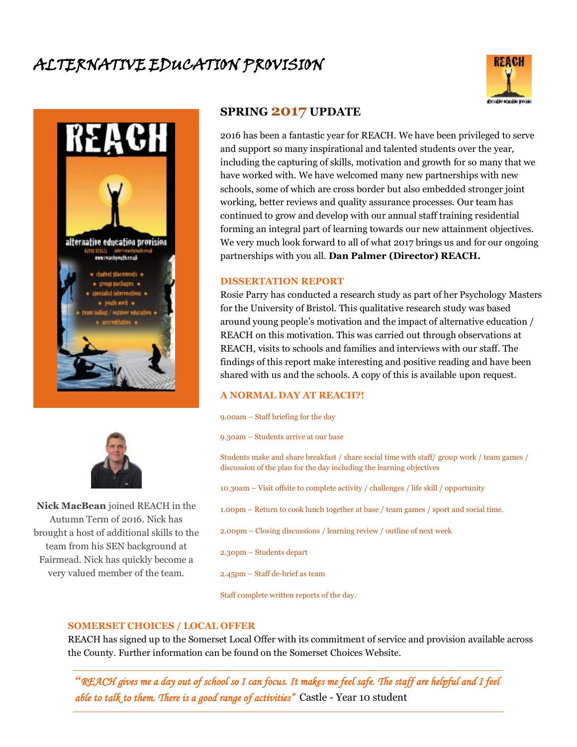# ALTERNATIVE EDUCATION PROVISION

## SPRING 2017 UPDATE

2016 has been a fantastic year for REACH. We have been privileged to serve and support so many inspirational and talented students over the year, including the capturing of skills, motivation and growth for so many that we have worked with. We have welcomed many new partnerships with new schools, some of which are cross border but also embedded stronger joint working, better reviews and quality assurance processes. Our team has continued to grow and develop with our annual staff training residential forming an integral part of learning towards our new attainment objectives. We very much look forward to all of what 2017 brings us and for our ongoing partnerships with you all. **Dan Palmer (Director) REACH.**

**Nick MacBean** joined REACH in the Autumn Term of 2016. Nick has brought a host of additional skills to the team from his SEN background at Fairmead. Nick has quickly become a very valued member of the team.

### DISSERTATION REPORT

Rosie Parry has conducted a research study as part of her Psychology Masters for the University of Bristol. This qualitative research study was based around young people's motivation and the impact of alternative education / REACH on this motivation. This was carried out through observations at REACH, visits to schools and families and interviews with our staff. The findings of this report make interesting and positive reading and have been shared with us and the schools. A copy of this is available upon request.

### A NORMAL DAY AT REACH?!

9.00am – Staff briefing for the day

9.30am – Students arrive at our base

Students make and share breakfast / share social time with staff/ group work / team games / discussion of the plan for the day including the learning objectives

10.30am – Visit offsite to complete activity / challenges / life skill / opportunity

1.00pm – Return to cook lunch together at base / team games / sport and social time.

2.00pm – Closing discussions / learning review / outline of next week

2.30pm – Students depart

2.45pm – Staff de-brief as team

Staff complete written reports of the day.

### SOMERSET CHOICES / LOCAL OFFER

REACH has signed up to the Somerset Local Offer with its commitment of service and provision available across the County. Further information can be found on the Somerset Choices Website.

---

*"REACH gives me a day out of school so I can focus. It makes me feel safe. The staff are helpful and I feel able to talk to them. There is a good range of activities"* Castle - Year 10 student

---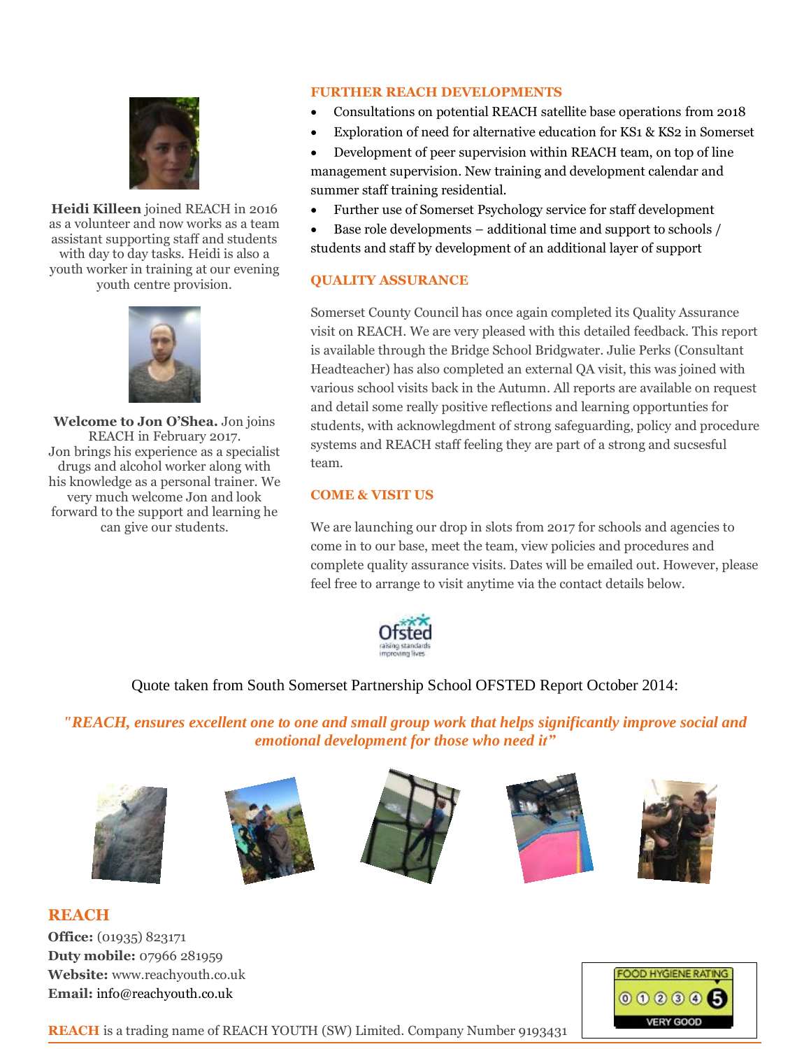**Heidi Killeen** joined REACH in 2016 as a volunteer and now works as a team assistant supporting staff and students with day to day tasks. Heidi is also a youth worker in training at our evening youth centre provision.

**Welcome to Jon O'Shea.** Jon joins REACH in February 2017. Jon brings his experience as a specialist drugs and alcohol worker along with his knowledge as a personal trainer. We very much welcome Jon and look forward to the support and learning he can give our students.

## FURTHER REACH DEVELOPMENTS

- Consultations on potential REACH satellite base operations from 2018
- Exploration of need for alternative education for KS1 & KS2 in Somerset
- Development of peer supervision within REACH team, on top of line management supervision. New training and development calendar and summer staff training residential.
- Further use of Somerset Psychology service for staff development
- Base role developments – additional time and support to schools / students and staff by development of an additional layer of support

## QUALITY ASSURANCE

Somerset County Council has once again completed its Quality Assurance visit on REACH. We are very pleased with this detailed feedback. This report is available through the Bridge School Bridgwater. Julie Perks (Consultant Headteacher) has also completed an external QA visit, this was joined with various school visits back in the Autumn. All reports are available on request and detail some really positive reflections and learning opportunties for students, with acknowlegdment of strong safeguarding, policy and procedure systems and REACH staff feeling they are part of a strong and sucsesful team.

## COME & VISIT US

We are launching our drop in slots from 2017 for schools and agencies to come in to our base, meet the team, view policies and procedures and complete quality assurance visits. Dates will be emailed out. However, please feel free to arrange to visit anytime via the contact details below.

Quote taken from South Somerset Partnership School OFSTED Report October 2014:

*"REACH, ensures excellent one to one and small group work that helps significantly improve social and emotional development for those who need it"*

## REACH

**Office:** (01935) 823171
**Duty mobile:** 07966 281959
**Website:** www.reachyouth.co.uk
**Email:** info@reachyouth.co.uk

**REACH** is a trading name of REACH YOUTH (SW) Limited. Company Number 9193431